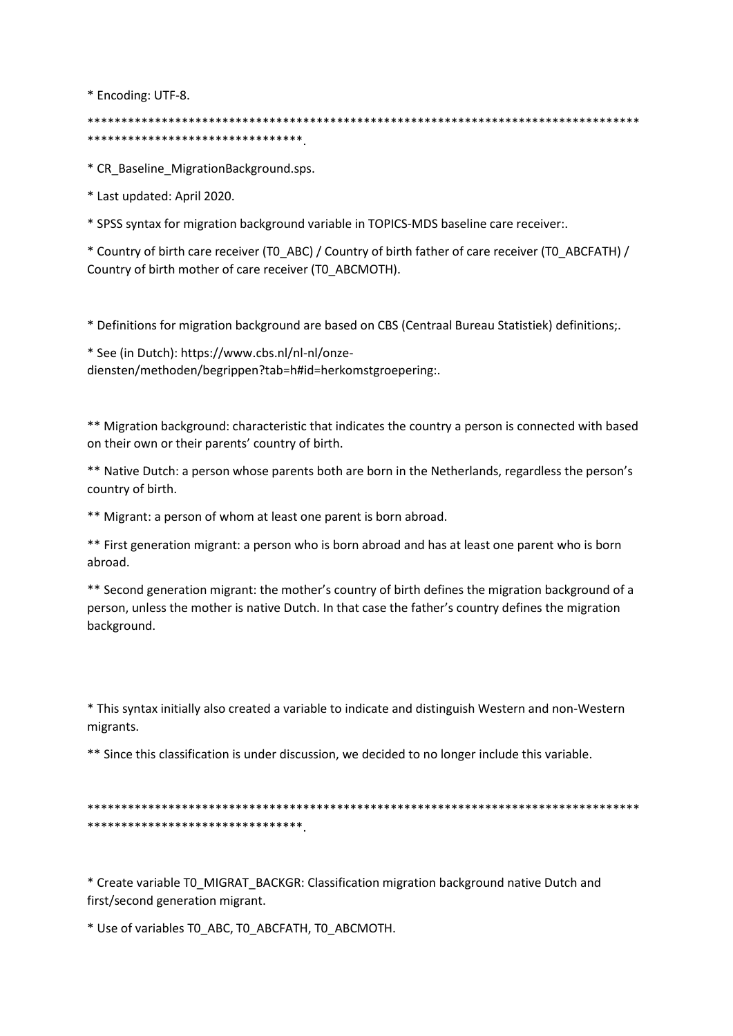* Encoding: UTF-8.

**************************************************************************************
********************************.

* CR_Baseline_MigrationBackground.sps.

* Last updated: April 2020.

* SPSS syntax for migration background variable in TOPICS-MDS baseline care receiver:.

* Country of birth care receiver (T0_ABC) / Country of birth father of care receiver (T0_ABCFATH) / Country of birth mother of care receiver (T0_ABCMOTH).

* Definitions for migration background are based on CBS (Centraal Bureau Statistiek) definitions;.

* See (in Dutch): https://www.cbs.nl/nl-nl/onze-diensten/methoden/begrippen?tab=h#id=herkomstgroepering:.

** Migration background: characteristic that indicates the country a person is connected with based on their own or their parents' country of birth.

** Native Dutch: a person whose parents both are born in the Netherlands, regardless the person's country of birth.

** Migrant: a person of whom at least one parent is born abroad.

** First generation migrant: a person who is born abroad and has at least one parent who is born abroad.

** Second generation migrant: the mother's country of birth defines the migration background of a person, unless the mother is native Dutch. In that case the father's country defines the migration background.

* This syntax initially also created a variable to indicate and distinguish Western and non-Western migrants.

** Since this classification is under discussion, we decided to no longer include this variable.

**************************************************************************************
********************************.

* Create variable T0_MIGRAT_BACKGR: Classification migration background native Dutch and first/second generation migrant.

* Use of variables T0_ABC, T0_ABCFATH, T0_ABCMOTH.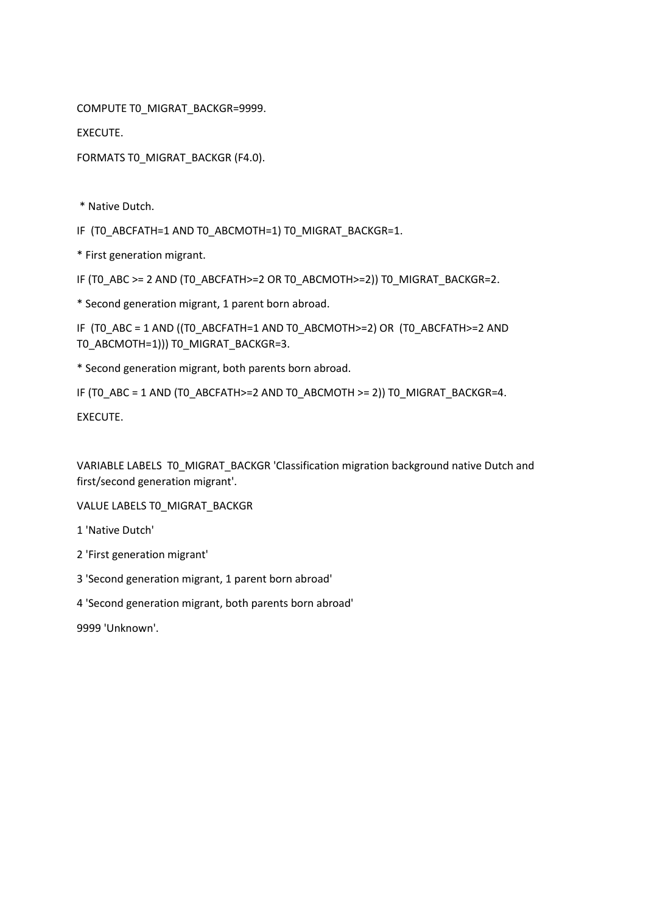```
COMPUTE T0_MIGRAT_BACKGR=9999.

EXECUTE.

FORMATS T0_MIGRAT_BACKGR (F4.0).


 * Native Dutch.

IF  (T0_ABCFATH=1 AND T0_ABCMOTH=1) T0_MIGRAT_BACKGR=1.

* First generation migrant.

IF (T0_ABC >= 2 AND (T0_ABCFATH>=2 OR T0_ABCMOTH>=2)) T0_MIGRAT_BACKGR=2.

* Second generation migrant, 1 parent born abroad.

IF  (T0_ABC = 1 AND ((T0_ABCFATH=1 AND T0_ABCMOTH>=2) OR  (T0_ABCFATH>=2 AND T0_ABCMOTH=1))) T0_MIGRAT_BACKGR=3.

* Second generation migrant, both parents born abroad.

IF (T0_ABC = 1 AND (T0_ABCFATH>=2 AND T0_ABCMOTH >= 2)) T0_MIGRAT_BACKGR=4.

EXECUTE.


VARIABLE LABELS  T0_MIGRAT_BACKGR 'Classification migration background native Dutch and first/second generation migrant'.

VALUE LABELS T0_MIGRAT_BACKGR

1 'Native Dutch'

2 'First generation migrant'

3 'Second generation migrant, 1 parent born abroad'

4 'Second generation migrant, both parents born abroad'

9999 'Unknown'.
```